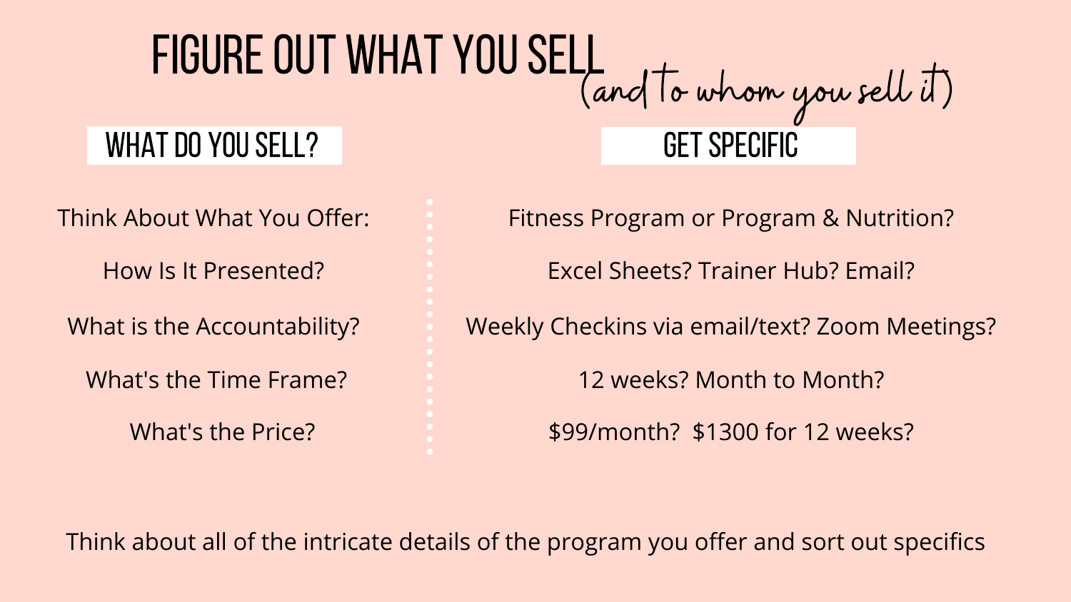# FIGURE OUT WHAT YOU SELL *(and to whom you sell it)*

| WHAT DO YOU SELL? | GET SPECIFIC |
| --- | --- |
| Think About What You Offer: | Fitness Program or Program & Nutrition? |
| How Is It Presented? | Excel Sheets? Trainer Hub? Email? |
| What is the Accountability? | Weekly Checkins via email/text? Zoom Meetings? |
| What's the Time Frame? | 12 weeks? Month to Month? |
| What's the Price? | $99/month?  $1300 for 12 weeks? |

Think about all of the intricate details of the program you offer and sort out specifics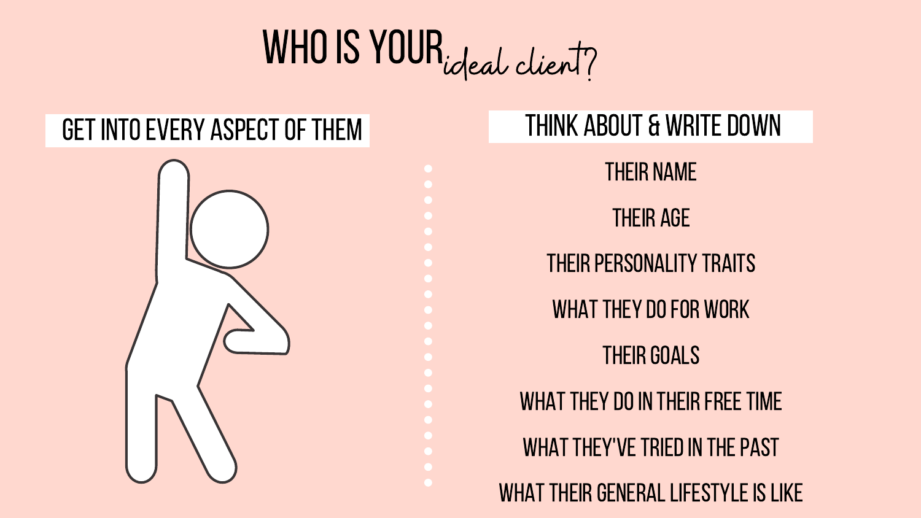# WHO IS YOUR *ideal client?*

## GET INTO EVERY ASPECT OF THEM

## THINK ABOUT & WRITE DOWN

- THEIR NAME
- THEIR AGE
- THEIR PERSONALITY TRAITS
- WHAT THEY DO FOR WORK
- THEIR GOALS
- WHAT THEY DO IN THEIR FREE TIME
- WHAT THEY'VE TRIED IN THE PAST
- WHAT THEIR GENERAL LIFESTYLE IS LIKE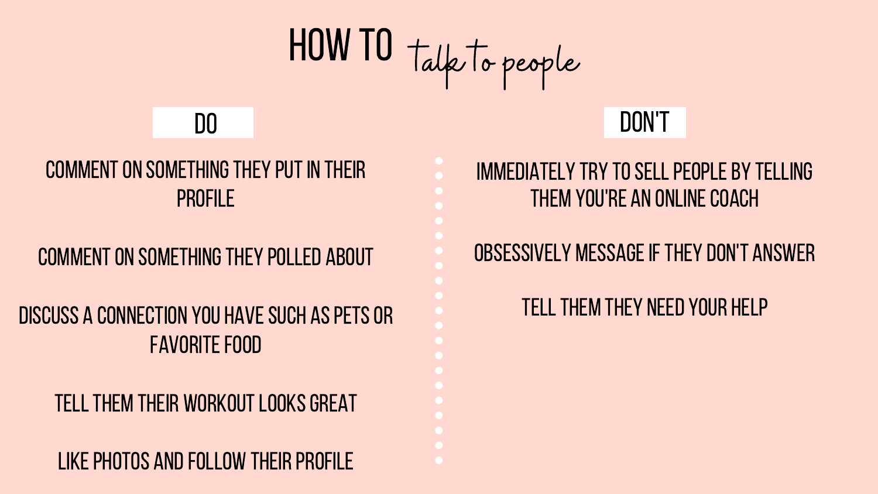# HOW TO *talk to people*

| DO | DON'T |
| --- | --- |
| COMMENT ON SOMETHING THEY PUT IN THEIR PROFILE | IMMEDIATELY TRY TO SELL PEOPLE BY TELLING THEM YOU'RE AN ONLINE COACH |
| COMMENT ON SOMETHING THEY POLLED ABOUT | OBSESSIVELY MESSAGE IF THEY DON'T ANSWER |
| DISCUSS A CONNECTION YOU HAVE SUCH AS PETS OR FAVORITE FOOD | TELL THEM THEY NEED YOUR HELP |
| TELL THEM THEIR WORKOUT LOOKS GREAT | |
| LIKE PHOTOS AND FOLLOW THEIR PROFILE | |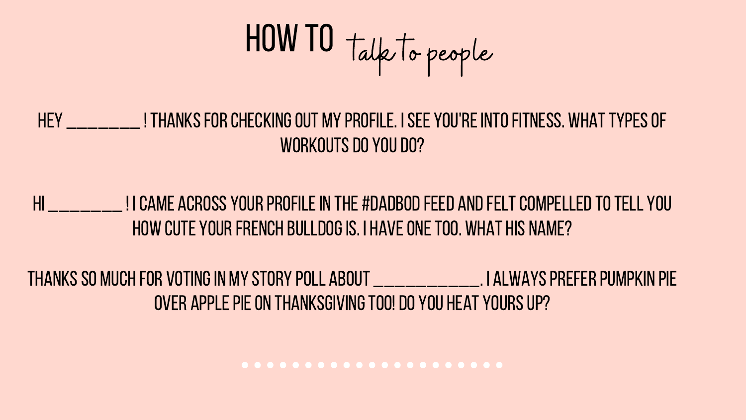# HOW TO *talk to people*

HEY ________ ! THANKS FOR CHECKING OUT MY PROFILE. I SEE YOU'RE INTO FITNESS. WHAT TYPES OF WORKOUTS DO YOU DO?

HI ________ ! I CAME ACROSS YOUR PROFILE IN THE #DADBOD FEED AND FELT COMPELLED TO TELL YOU HOW CUTE YOUR FRENCH BULLDOG IS. I HAVE ONE TOO. WHAT HIS NAME?

THANKS SO MUCH FOR VOTING IN MY STORY POLL ABOUT ____________. I ALWAYS PREFER PUMPKIN PIE OVER APPLE PIE ON THANKSGIVING TOO! DO YOU HEAT YOURS UP?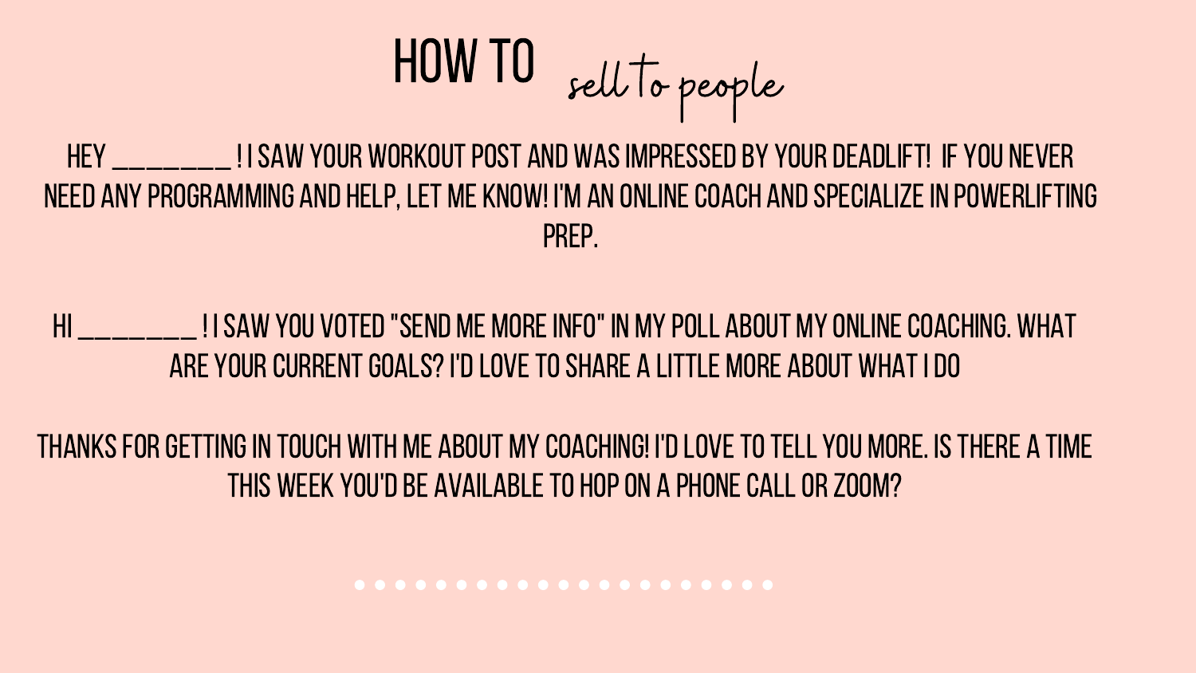# HOW TO *sell to people*

HEY ________ ! I SAW YOUR WORKOUT POST AND WAS IMPRESSED BY YOUR DEADLIFT! IF YOU NEVER NEED ANY PROGRAMMING AND HELP, LET ME KNOW! I'M AN ONLINE COACH AND SPECIALIZE IN POWERLIFTING PREP.

HI ________ ! I SAW YOU VOTED "SEND ME MORE INFO" IN MY POLL ABOUT MY ONLINE COACHING. WHAT ARE YOUR CURRENT GOALS? I'D LOVE TO SHARE A LITTLE MORE ABOUT WHAT I DO

THANKS FOR GETTING IN TOUCH WITH ME ABOUT MY COACHING! I'D LOVE TO TELL YOU MORE. IS THERE A TIME THIS WEEK YOU'D BE AVAILABLE TO HOP ON A PHONE CALL OR ZOOM?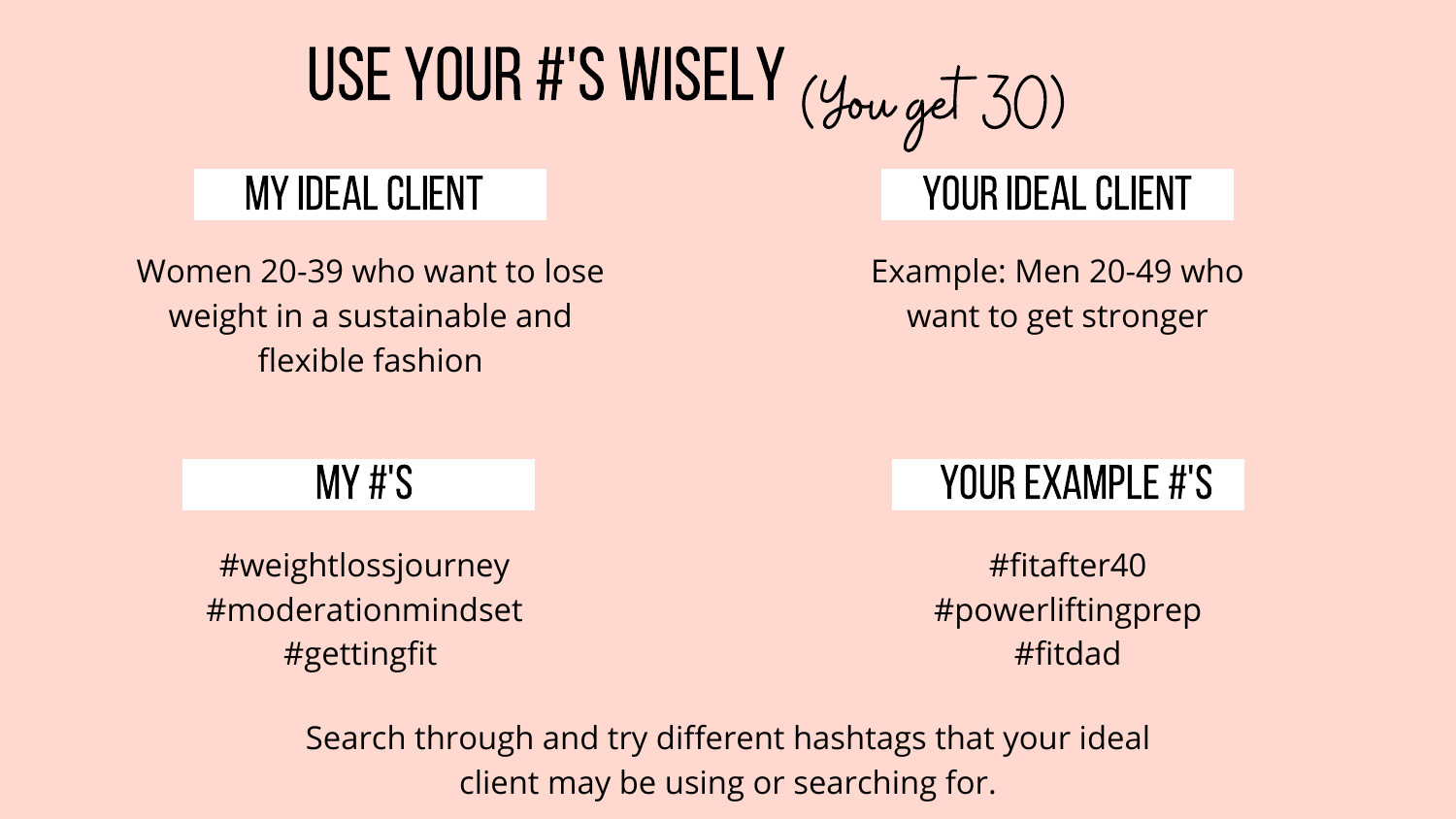# USE YOUR #'S WISELY *(You get 30)*

## MY IDEAL CLIENT

Women 20-39 who want to lose weight in a sustainable and flexible fashion

## YOUR IDEAL CLIENT

Example: Men 20-49 who want to get stronger

## MY #'S

#weightlossjourney
#moderationmindset
#gettingfit

## YOUR EXAMPLE #'S

#fitafter40
#powerliftingprep
#fitdad

Search through and try different hashtags that your ideal client may be using or searching for.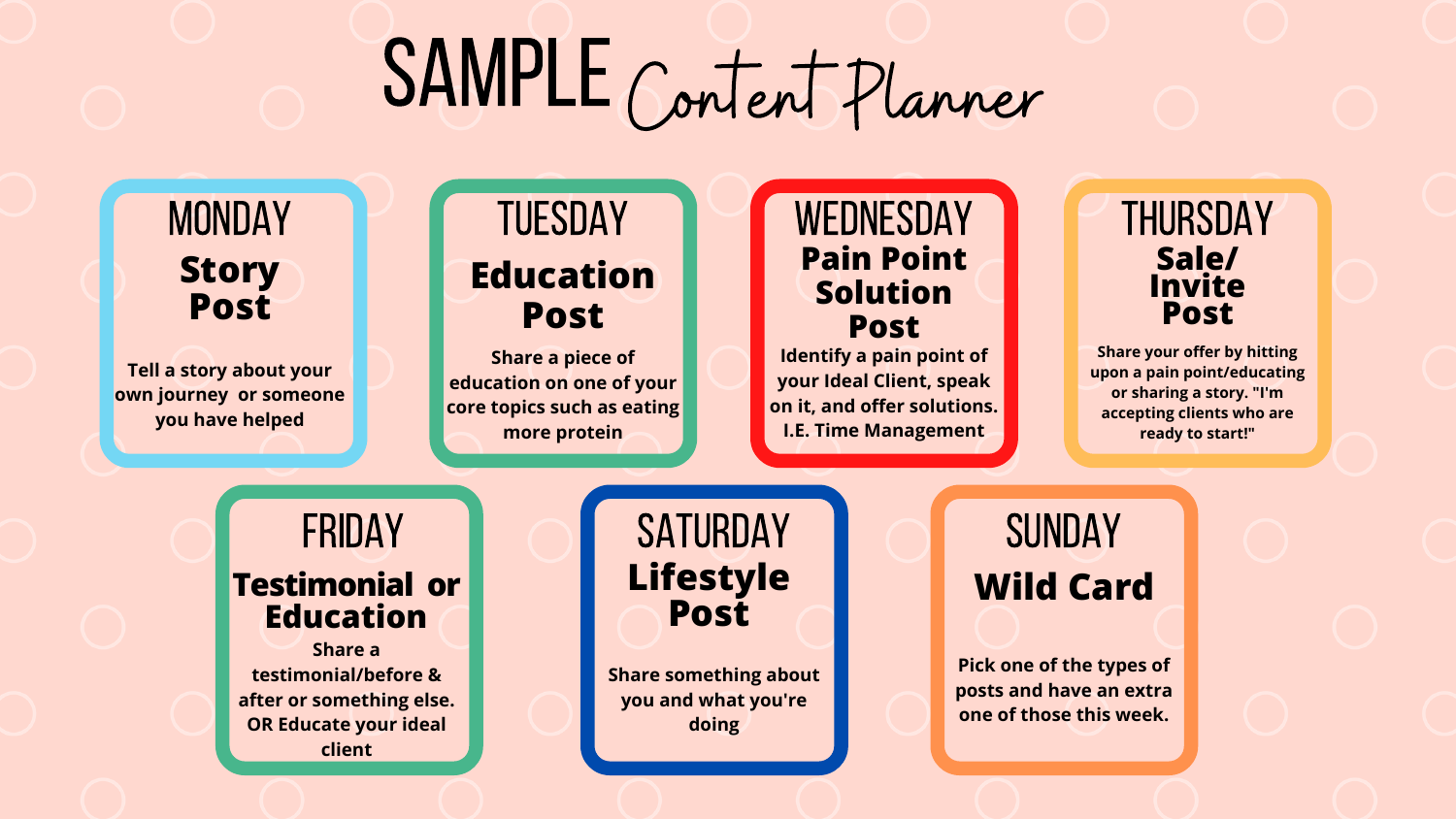# SAMPLE Content Planner

## MONDAY

**Story Post**

Tell a story about your own journey or someone you have helped

## TUESDAY

**Education Post**

Share a piece of education on one of your core topics such as eating more protein

## WEDNESDAY

**Pain Point Solution Post**

Identify a pain point of your Ideal Client, speak on it, and offer solutions. I.E. Time Management

## THURSDAY

**Sale/ Invite Post**

Share your offer by hitting upon a pain point/educating or sharing a story. "I'm accepting clients who are ready to start!"

## FRIDAY

**Testimonial or Education**

Share a testimonial/before & after or something else. OR Educate your ideal client

## SATURDAY

**Lifestyle Post**

Share something about you and what you're doing

## SUNDAY

**Wild Card**

Pick one of the types of posts and have an extra one of those this week.